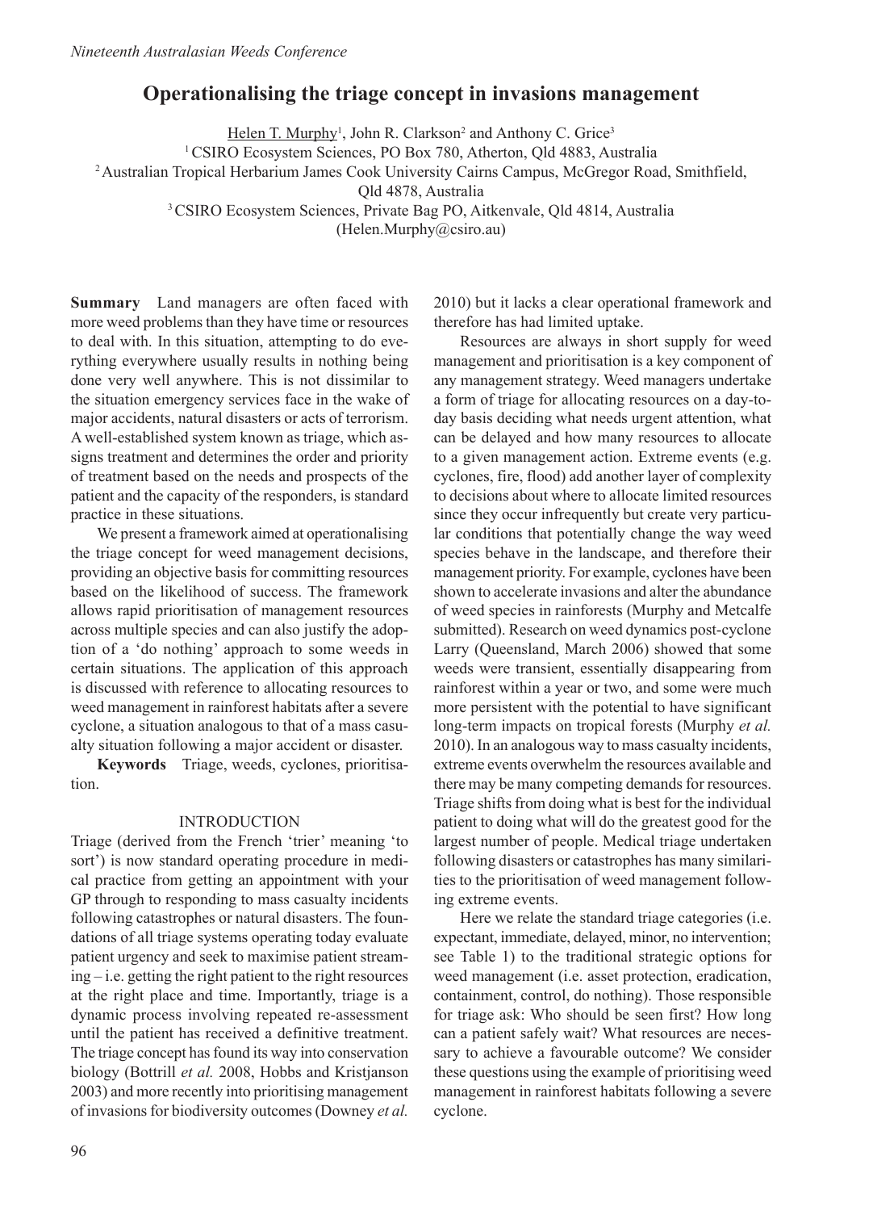# Operationalising the triage concept in invasions management

Helen T. Murphy[1], John R. Clarkson[2] and Anthony C. Grice[3]

[1] CSIRO Ecosystem Sciences, PO Box 780, Atherton, Qld 4883, Australia
[2] Australian Tropical Herbarium James Cook University Cairns Campus, McGregor Road, Smithfield, Qld 4878, Australia
[3] CSIRO Ecosystem Sciences, Private Bag PO, Aitkenvale, Qld 4814, Australia
(Helen.Murphy@csiro.au)

**Summary** Land managers are often faced with more weed problems than they have time or resources to deal with. In this situation, attempting to do everything everywhere usually results in nothing being done very well anywhere. This is not dissimilar to the situation emergency services face in the wake of major accidents, natural disasters or acts of terrorism. A well-established system known as triage, which assigns treatment and determines the order and priority of treatment based on the needs and prospects of the patient and the capacity of the responders, is standard practice in these situations.

We present a framework aimed at operationalising the triage concept for weed management decisions, providing an objective basis for committing resources based on the likelihood of success. The framework allows rapid prioritisation of management resources across multiple species and can also justify the adoption of a 'do nothing' approach to some weeds in certain situations. The application of this approach is discussed with reference to allocating resources to weed management in rainforest habitats after a severe cyclone, a situation analogous to that of a mass casualty situation following a major accident or disaster.

**Keywords** Triage, weeds, cyclones, prioritisation.

## INTRODUCTION

Triage (derived from the French 'trier' meaning 'to sort') is now standard operating procedure in medical practice from getting an appointment with your GP through to responding to mass casualty incidents following catastrophes or natural disasters. The foundations of all triage systems operating today evaluate patient urgency and seek to maximise patient streaming – i.e. getting the right patient to the right resources at the right place and time. Importantly, triage is a dynamic process involving repeated re-assessment until the patient has received a definitive treatment. The triage concept has found its way into conservation biology (Bottrill *et al.* 2008, Hobbs and Kristjanson 2003) and more recently into prioritising management of invasions for biodiversity outcomes (Downey *et al.* 2010) but it lacks a clear operational framework and therefore has had limited uptake.

Resources are always in short supply for weed management and prioritisation is a key component of any management strategy. Weed managers undertake a form of triage for allocating resources on a day-to-day basis deciding what needs urgent attention, what can be delayed and how many resources to allocate to a given management action. Extreme events (e.g. cyclones, fire, flood) add another layer of complexity to decisions about where to allocate limited resources since they occur infrequently but create very particular conditions that potentially change the way weed species behave in the landscape, and therefore their management priority. For example, cyclones have been shown to accelerate invasions and alter the abundance of weed species in rainforests (Murphy and Metcalfe submitted). Research on weed dynamics post-cyclone Larry (Queensland, March 2006) showed that some weeds were transient, essentially disappearing from rainforest within a year or two, and some were much more persistent with the potential to have significant long-term impacts on tropical forests (Murphy *et al.* 2010). In an analogous way to mass casualty incidents, extreme events overwhelm the resources available and there may be many competing demands for resources. Triage shifts from doing what is best for the individual patient to doing what will do the greatest good for the largest number of people. Medical triage undertaken following disasters or catastrophes has many similarities to the prioritisation of weed management following extreme events.

Here we relate the standard triage categories (i.e. expectant, immediate, delayed, minor, no intervention; see Table 1) to the traditional strategic options for weed management (i.e. asset protection, eradication, containment, control, do nothing). Those responsible for triage ask: Who should be seen first? How long can a patient safely wait? What resources are necessary to achieve a favourable outcome? We consider these questions using the example of prioritising weed management in rainforest habitats following a severe cyclone.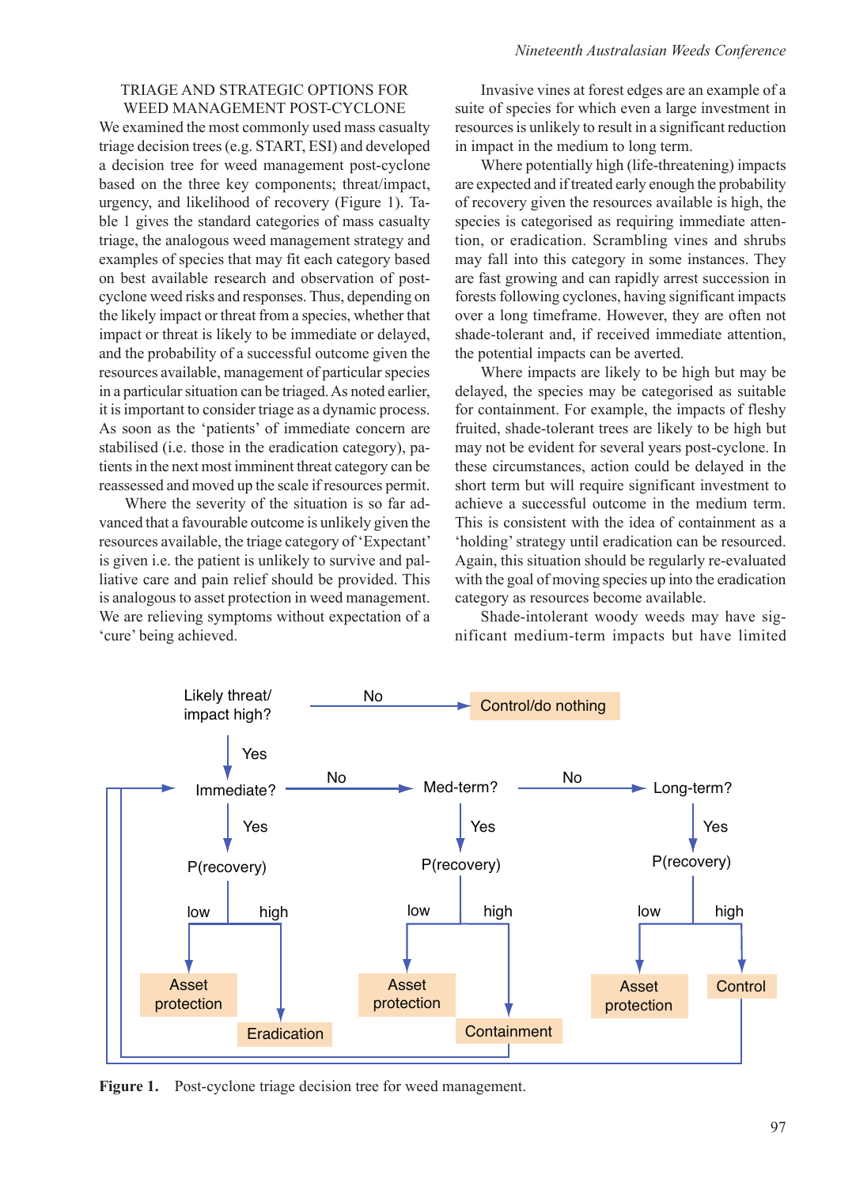## TRIAGE AND STRATEGIC OPTIONS FOR WEED MANAGEMENT POST-CYCLONE

We examined the most commonly used mass casualty triage decision trees (e.g. START, ESI) and developed a decision tree for weed management post-cyclone based on the three key components; threat/impact, urgency, and likelihood of recovery (Figure 1). Table 1 gives the standard categories of mass casualty triage, the analogous weed management strategy and examples of species that may fit each category based on best available research and observation of post-cyclone weed risks and responses. Thus, depending on the likely impact or threat from a species, whether that impact or threat is likely to be immediate or delayed, and the probability of a successful outcome given the resources available, management of particular species in a particular situation can be triaged. As noted earlier, it is important to consider triage as a dynamic process. As soon as the 'patients' of immediate concern are stabilised (i.e. those in the eradication category), patients in the next most imminent threat category can be reassessed and moved up the scale if resources permit.

Where the severity of the situation is so far advanced that a favourable outcome is unlikely given the resources available, the triage category of 'Expectant' is given i.e. the patient is unlikely to survive and palliative care and pain relief should be provided. This is analogous to asset protection in weed management. We are relieving symptoms without expectation of a 'cure' being achieved.

Invasive vines at forest edges are an example of a suite of species for which even a large investment in resources is unlikely to result in a significant reduction in impact in the medium to long term.

Where potentially high (life-threatening) impacts are expected and if treated early enough the probability of recovery given the resources available is high, the species is categorised as requiring immediate attention, or eradication. Scrambling vines and shrubs may fall into this category in some instances. They are fast growing and can rapidly arrest succession in forests following cyclones, having significant impacts over a long timeframe. However, they are often not shade-tolerant and, if received immediate attention, the potential impacts can be averted.

Where impacts are likely to be high but may be delayed, the species may be categorised as suitable for containment. For example, the impacts of fleshy fruited, shade-tolerant trees are likely to be high but may not be evident for several years post-cyclone. In these circumstances, action could be delayed in the short term but will require significant investment to achieve a successful outcome in the medium term. This is consistent with the idea of containment as a 'holding' strategy until eradication can be resourced. Again, this situation should be regularly re-evaluated with the goal of moving species up into the eradication category as resources become available.

Shade-intolerant woody weeds may have significant medium-term impacts but have limited

Likely threat/ impact high? — No → Control/do nothing
Yes ↓
Immediate? — No → Med-term? — No → Long-term?
Immediate? Yes → P(recovery): low → Asset protection; high → Eradication
Med-term? Yes → P(recovery): low → Asset protection; high → Containment
Long-term? Yes → P(recovery): low → Asset protection; high → Control
Containment and Control loop back to Immediate?

**Figure 1.** Post-cyclone triage decision tree for weed management.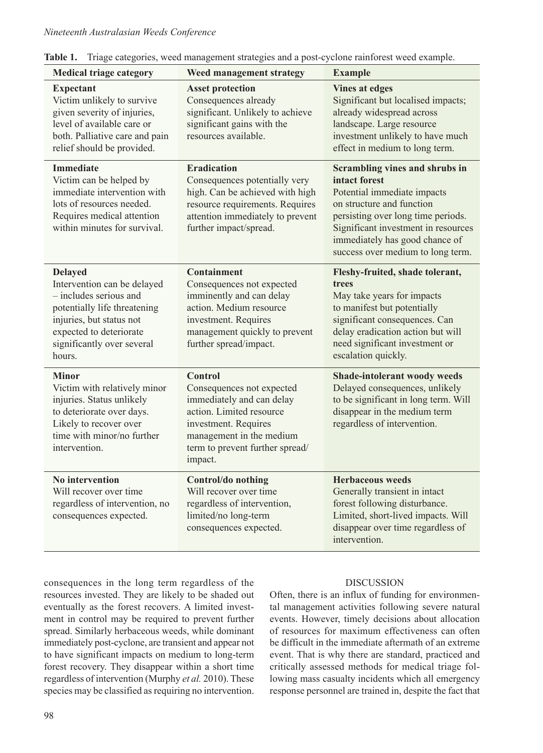**Table 1.** Triage categories, weed management strategies and a post-cyclone rainforest weed example.

| Medical triage category | Weed management strategy | Example |
|---|---|---|
| **Expectant** Victim unlikely to survive given severity of injuries, level of available care or both. Palliative care and pain relief should be provided. | **Asset protection** Consequences already significant. Unlikely to achieve significant gains with the resources available. | **Vines at edges** Significant but localised impacts; already widespread across landscape. Large resource investment unlikely to have much effect in medium to long term. |
| **Immediate** Victim can be helped by immediate intervention with lots of resources needed. Requires medical attention within minutes for survival. | **Eradication** Consequences potentially very high. Can be achieved with high resource requirements. Requires attention immediately to prevent further impact/spread. | **Scrambling vines and shrubs in intact forest** Potential immediate impacts on structure and function persisting over long time periods. Significant investment in resources immediately has good chance of success over medium to long term. |
| **Delayed** Intervention can be delayed – includes serious and potentially life threatening injuries, but status not expected to deteriorate significantly over several hours. | **Containment** Consequences not expected imminently and can delay action. Medium resource investment. Requires management quickly to prevent further spread/impact. | **Fleshy-fruited, shade tolerant, trees** May take years for impacts to manifest but potentially significant consequences. Can delay eradication action but will need significant investment or escalation quickly. |
| **Minor** Victim with relatively minor injuries. Status unlikely to deteriorate over days. Likely to recover over time with minor/no further intervention. | **Control** Consequences not expected immediately and can delay action. Limited resource investment. Requires management in the medium term to prevent further spread/ impact. | **Shade-intolerant woody weeds** Delayed consequences, unlikely to be significant in long term. Will disappear in the medium term regardless of intervention. |
| **No intervention** Will recover over time regardless of intervention, no consequences expected. | **Control/do nothing** Will recover over time regardless of intervention, limited/no long-term consequences expected. | **Herbaceous weeds** Generally transient in intact forest following disturbance. Limited, short-lived impacts. Will disappear over time regardless of intervention. |

consequences in the long term regardless of the resources invested. They are likely to be shaded out eventually as the forest recovers. A limited investment in control may be required to prevent further spread. Similarly herbaceous weeds, while dominant immediately post-cyclone, are transient and appear not to have significant impacts on medium to long-term forest recovery. They disappear within a short time regardless of intervention (Murphy *et al.* 2010). These species may be classified as requiring no intervention.

## DISCUSSION

Often, there is an influx of funding for environmental management activities following severe natural events. However, timely decisions about allocation of resources for maximum effectiveness can often be difficult in the immediate aftermath of an extreme event. That is why there are standard, practiced and critically assessed methods for medical triage following mass casualty incidents which all emergency response personnel are trained in, despite the fact that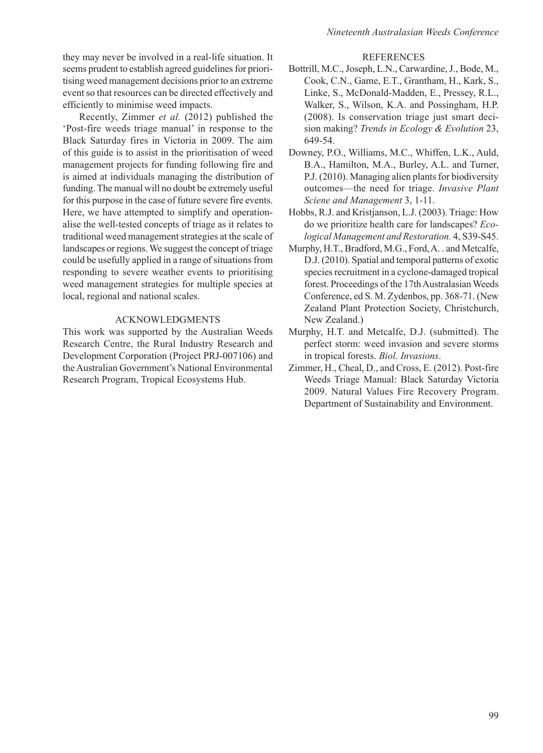they may never be involved in a real-life situation. It seems prudent to establish agreed guidelines for prioritising weed management decisions prior to an extreme event so that resources can be directed effectively and efficiently to minimise weed impacts.

Recently, Zimmer *et al.* (2012) published the 'Post-fire weeds triage manual' in response to the Black Saturday fires in Victoria in 2009. The aim of this guide is to assist in the prioritisation of weed management projects for funding following fire and is aimed at individuals managing the distribution of funding. The manual will no doubt be extremely useful for this purpose in the case of future severe fire events. Here, we have attempted to simplify and operationalise the well-tested concepts of triage as it relates to traditional weed management strategies at the scale of landscapes or regions. We suggest the concept of triage could be usefully applied in a range of situations from responding to severe weather events to prioritising weed management strategies for multiple species at local, regional and national scales.

## ACKNOWLEDGMENTS

This work was supported by the Australian Weeds Research Centre, the Rural Industry Research and Development Corporation (Project PRJ-007106) and the Australian Government's National Environmental Research Program, Tropical Ecosystems Hub.

## REFERENCES

Bottrill, M.C., Joseph, L.N., Carwardine, J., Bode, M., Cook, C.N., Game, E.T., Grantham, H., Kark, S., Linke, S., McDonald-Madden, E., Pressey, R.L., Walker, S., Wilson, K.A. and Possingham, H.P. (2008). Is conservation triage just smart decision making? *Trends in Ecology & Evolution* 23, 649-54.

Downey, P.O., Williams, M.C., Whiffen, L.K., Auld, B.A., Hamilton, M.A., Burley, A.L. and Turner, P.J. (2010). Managing alien plants for biodiversity outcomes—the need for triage. *Invasive Plant Sciene and Management* 3, 1-11.

Hobbs, R.J. and Kristjanson, L.J. (2003). Triage: How do we prioritize health care for landscapes? *Ecological Management and Restoration.* 4, S39-S45.

Murphy, H.T., Bradford, M.G., Ford, A. . and Metcalfe, D.J. (2010). Spatial and temporal patterns of exotic species recruitment in a cyclone-damaged tropical forest. Proceedings of the 17th Australasian Weeds Conference, ed S. M. Zydenbos, pp. 368-71. (New Zealand Plant Protection Society, Christchurch, New Zealand.)

Murphy, H.T. and Metcalfe, D.J. (submitted). The perfect storm: weed invasion and severe storms in tropical forests. *Biol. Invasions*.

Zimmer, H., Cheal, D., and Cross, E. (2012). Post-fire Weeds Triage Manual: Black Saturday Victoria 2009. Natural Values Fire Recovery Program. Department of Sustainability and Environment.